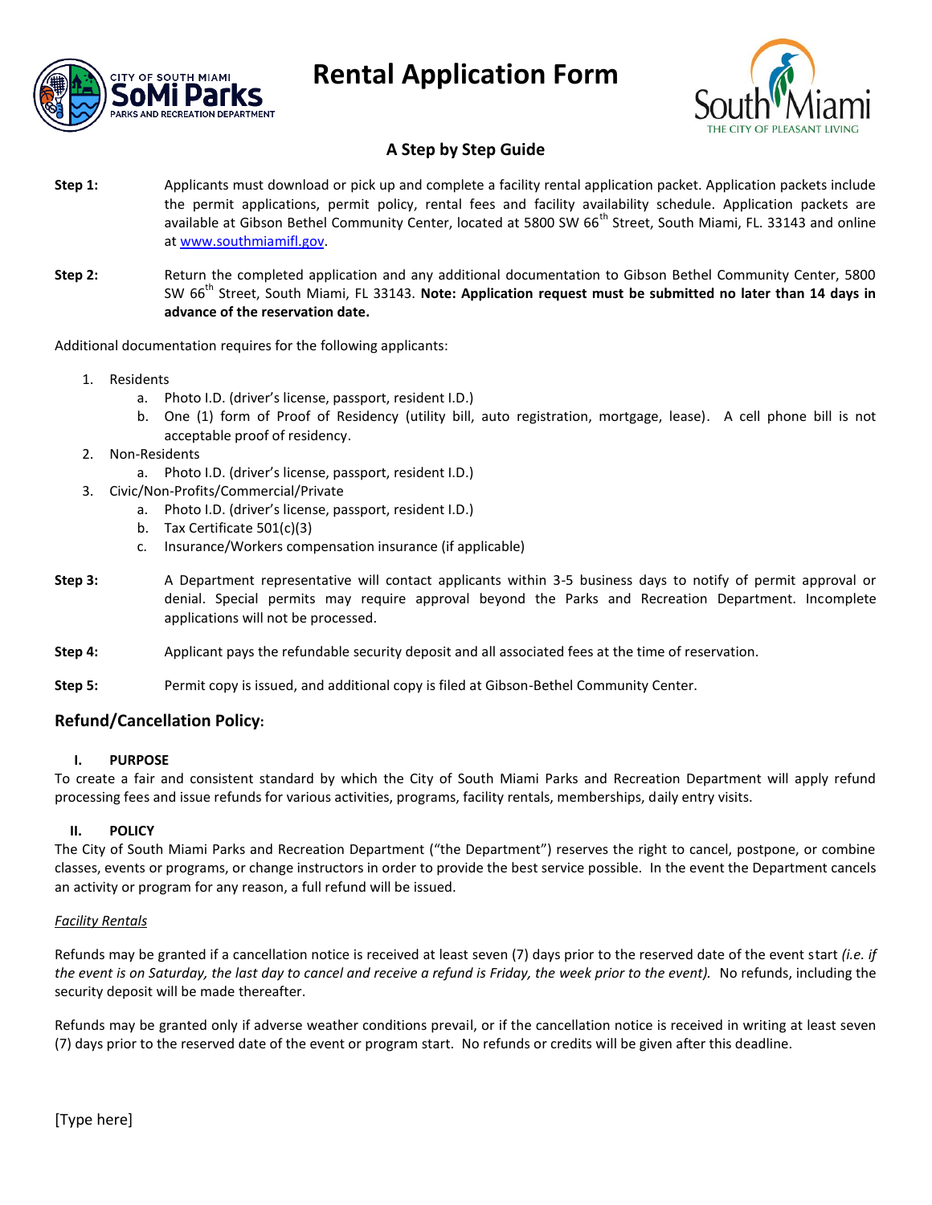# Rental Application Form

## A Step by Step Guide

**Step 1:** Applicants must download or pick up and complete a facility rental application packet. Application packets include the permit applications, permit policy, rental fees and facility availability schedule. Application packets are available at Gibson Bethel Community Center, located at 5800 SW 66th Street, South Miami, FL. 33143 and online at www.southmiamifl.gov.

**Step 2:** Return the completed application and any additional documentation to Gibson Bethel Community Center, 5800 SW 66th Street, South Miami, FL 33143. **Note: Application request must be submitted no later than 14 days in advance of the reservation date.**

Additional documentation requires for the following applicants:

1. Residents
   a. Photo I.D. (driver's license, passport, resident I.D.)
   b. One (1) form of Proof of Residency (utility bill, auto registration, mortgage, lease). A cell phone bill is not acceptable proof of residency.
2. Non-Residents
   a. Photo I.D. (driver's license, passport, resident I.D.)
3. Civic/Non-Profits/Commercial/Private
   a. Photo I.D. (driver's license, passport, resident I.D.)
   b. Tax Certificate 501(c)(3)
   c. Insurance/Workers compensation insurance (if applicable)

**Step 3:** A Department representative will contact applicants within 3-5 business days to notify of permit approval or denial. Special permits may require approval beyond the Parks and Recreation Department. Incomplete applications will not be processed.

**Step 4:** Applicant pays the refundable security deposit and all associated fees at the time of reservation.

**Step 5:** Permit copy is issued, and additional copy is filed at Gibson-Bethel Community Center.

## Refund/Cancellation Policy:

### I. PURPOSE

To create a fair and consistent standard by which the City of South Miami Parks and Recreation Department will apply refund processing fees and issue refunds for various activities, programs, facility rentals, memberships, daily entry visits.

### II. POLICY

The City of South Miami Parks and Recreation Department ("the Department") reserves the right to cancel, postpone, or combine classes, events or programs, or change instructors in order to provide the best service possible. In the event the Department cancels an activity or program for any reason, a full refund will be issued.

*Facility Rentals*

Refunds may be granted if a cancellation notice is received at least seven (7) days prior to the reserved date of the event start *(i.e. if the event is on Saturday, the last day to cancel and receive a refund is Friday, the week prior to the event).* No refunds, including the security deposit will be made thereafter.

Refunds may be granted only if adverse weather conditions prevail, or if the cancellation notice is received in writing at least seven (7) days prior to the reserved date of the event or program start. No refunds or credits will be given after this deadline.

[Type here]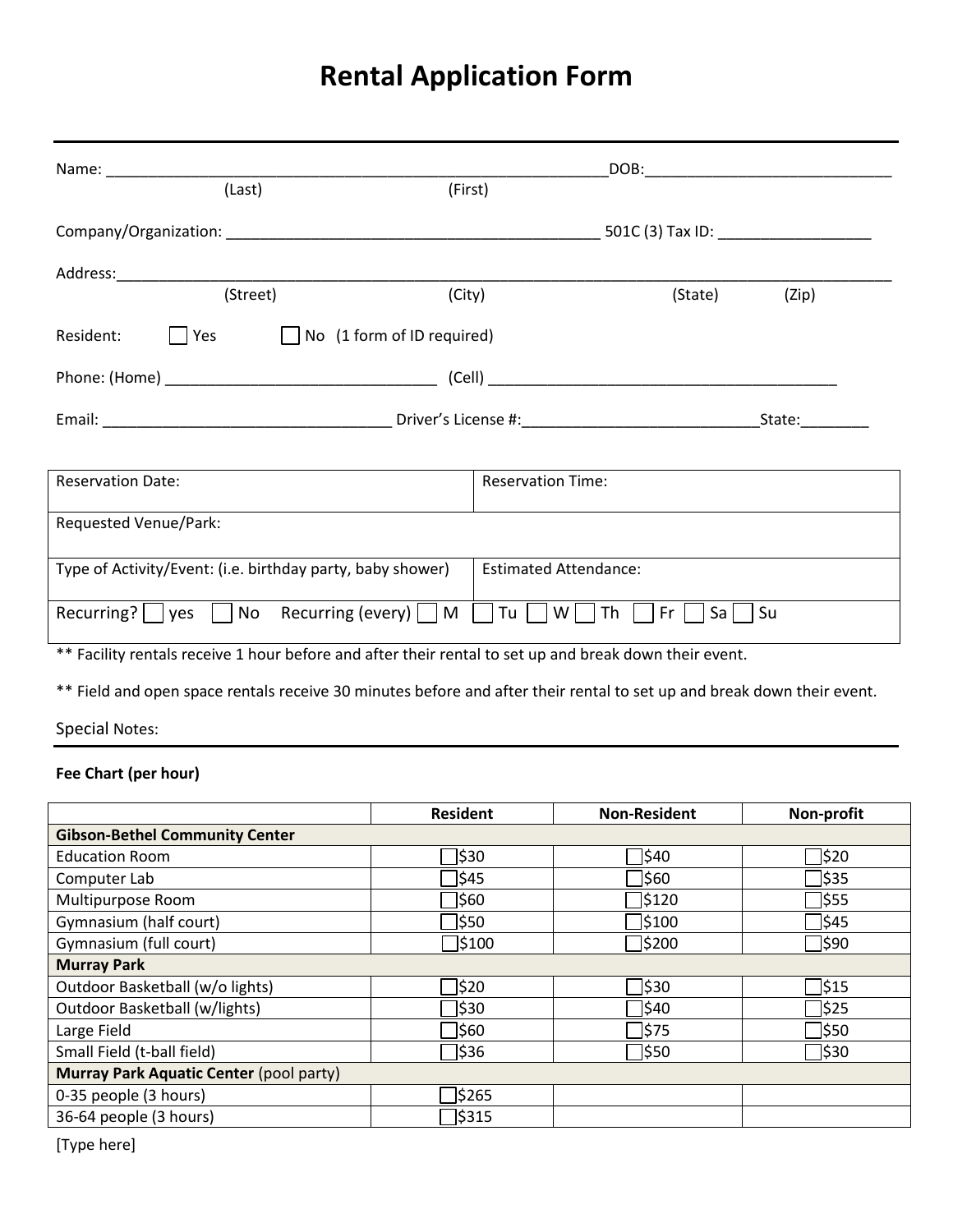# Rental Application Form

Name: ______________________________________________________________DOB:______________________________
(Last) (First)

Company/Organization: ______________________________________________ 501C (3) Tax ID: __________________

Address:____________________________________________________________________________________________
(Street) (City) (State) (Zip)

Resident: ☐ Yes ☐ No (1 form of ID required)

Phone: (Home) ________________________________ (Cell) __________________________________________

Email: __________________________________ Driver's License #:____________________________State:________

| Reservation Date: | Reservation Time: |
|---|---|
| Requested Venue/Park: | |
| Type of Activity/Event: (i.e. birthday party, baby shower) | Estimated Attendance: |
| Recurring? ☐ yes ☐ No Recurring (every) ☐ M ☐ Tu ☐ W ☐ Th ☐ Fr ☐ Sa ☐ Su | |

** Facility rentals receive 1 hour before and after their rental to set up and break down their event.

** Field and open space rentals receive 30 minutes before and after their rental to set up and break down their event.

Special Notes:

**Fee Chart (per hour)**

| | Resident | Non-Resident | Non-profit |
|---|---|---|---|
| **Gibson-Bethel Community Center** | | | |
| Education Room | ☐$30 | ☐$40 | ☐$20 |
| Computer Lab | ☐$45 | ☐$60 | ☐$35 |
| Multipurpose Room | ☐$60 | ☐$120 | ☐$55 |
| Gymnasium (half court) | ☐$50 | ☐$100 | ☐$45 |
| Gymnasium (full court) | ☐$100 | ☐$200 | ☐$90 |
| **Murray Park** | | | |
| Outdoor Basketball (w/o lights) | ☐$20 | ☐$30 | ☐$15 |
| Outdoor Basketball (w/lights) | ☐$30 | ☐$40 | ☐$25 |
| Large Field | ☐$60 | ☐$75 | ☐$50 |
| Small Field (t-ball field) | ☐$36 | ☐$50 | ☐$30 |
| **Murray Park Aquatic Center** (pool party) | | | |
| 0-35 people (3 hours) | ☐$265 | | |
| 36-64 people (3 hours) | ☐$315 | | |

[Type here]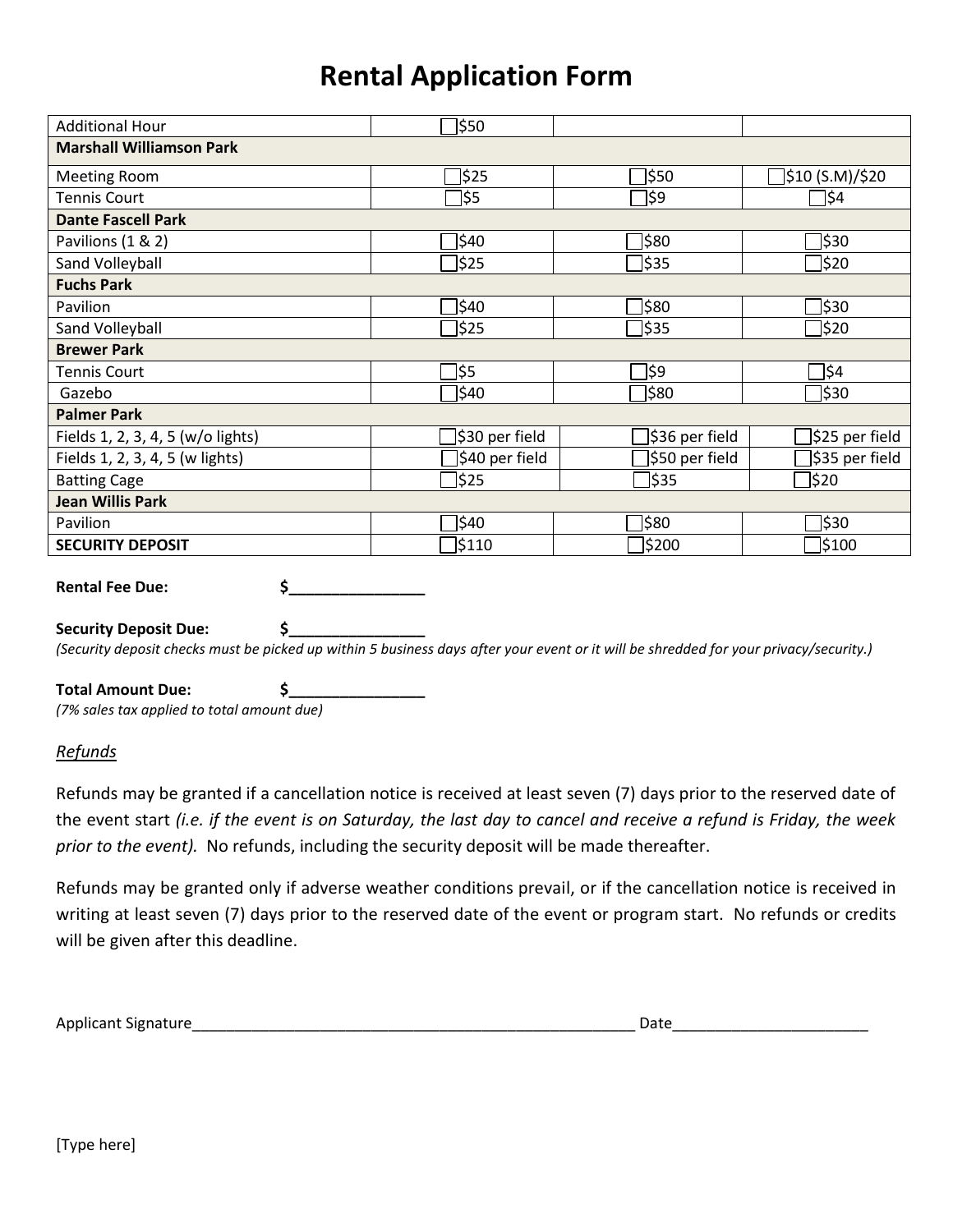# Rental Application Form

| | | | |
|---|---|---|---|
| Additional Hour | ☐$50 | | |
| **Marshall Williamson Park** | | | |
| Meeting Room | ☐$25 | ☐$50 | ☐$10 (S.M)/$20 |
| Tennis Court | ☐$5 | ☐$9 | ☐$4 |
| **Dante Fascell Park** | | | |
| Pavilions (1 & 2) | ☐$40 | ☐$80 | ☐$30 |
| Sand Volleyball | ☐$25 | ☐$35 | ☐$20 |
| **Fuchs Park** | | | |
| Pavilion | ☐$40 | ☐$80 | ☐$30 |
| Sand Volleyball | ☐$25 | ☐$35 | ☐$20 |
| **Brewer Park** | | | |
| Tennis Court | ☐$5 | ☐$9 | ☐$4 |
| Gazebo | ☐$40 | ☐$80 | ☐$30 |
| **Palmer Park** | | | |
| Fields 1, 2, 3, 4, 5 (w/o lights) | ☐$30 per field | ☐$36 per field | ☐$25 per field |
| Fields 1, 2, 3, 4, 5 (w lights) | ☐$40 per field | ☐$50 per field | ☐$35 per field |
| Batting Cage | ☐$25 | ☐$35 | ☐$20 |
| **Jean Willis Park** | | | |
| Pavilion | ☐$40 | ☐$80 | ☐$30 |
| **SECURITY DEPOSIT** | ☐$110 | ☐$200 | ☐$100 |

**Rental Fee Due:** $_______________

**Security Deposit Due:** $_______________

*(Security deposit checks must be picked up within 5 business days after your event or it will be shredded for your privacy/security.)*

**Total Amount Due:** $_______________

*(7% sales tax applied to total amount due)*

*Refunds*

Refunds may be granted if a cancellation notice is received at least seven (7) days prior to the reserved date of the event start *(i.e. if the event is on Saturday, the last day to cancel and receive a refund is Friday, the week prior to the event).* No refunds, including the security deposit will be made thereafter.

Refunds may be granted only if adverse weather conditions prevail, or if the cancellation notice is received in writing at least seven (7) days prior to the reserved date of the event or program start. No refunds or credits will be given after this deadline.

Applicant Signature_____________________________________________________ Date_______________________

[Type here]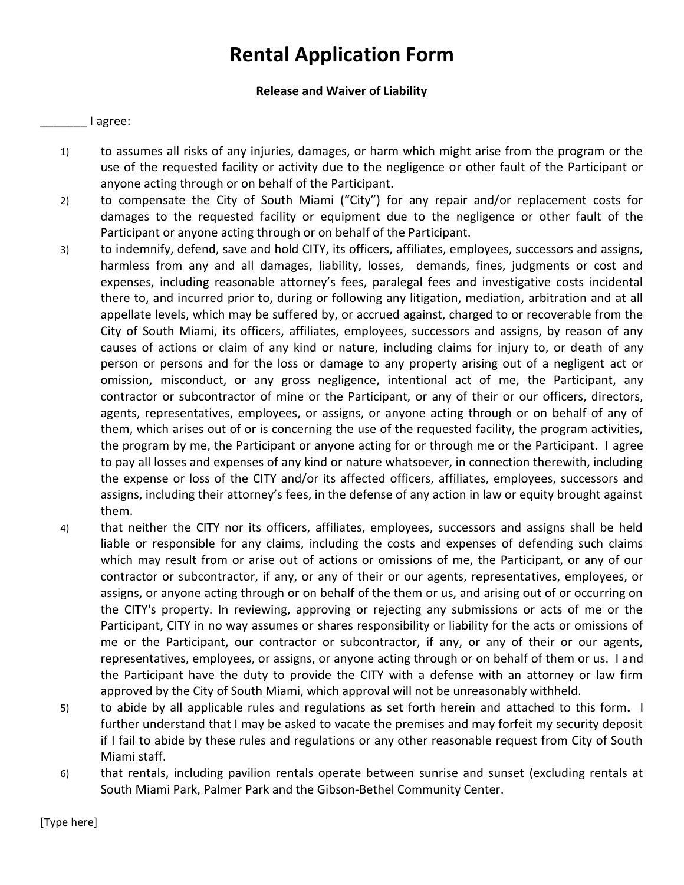# Rental Application Form

**Release and Waiver of Liability**

_______ I agree:

1) to assumes all risks of any injuries, damages, or harm which might arise from the program or the use of the requested facility or activity due to the negligence or other fault of the Participant or anyone acting through or on behalf of the Participant.
2) to compensate the City of South Miami ("City") for any repair and/or replacement costs for damages to the requested facility or equipment due to the negligence or other fault of the Participant or anyone acting through or on behalf of the Participant.
3) to indemnify, defend, save and hold CITY, its officers, affiliates, employees, successors and assigns, harmless from any and all damages, liability, losses, demands, fines, judgments or cost and expenses, including reasonable attorney's fees, paralegal fees and investigative costs incidental there to, and incurred prior to, during or following any litigation, mediation, arbitration and at all appellate levels, which may be suffered by, or accrued against, charged to or recoverable from the City of South Miami, its officers, affiliates, employees, successors and assigns, by reason of any causes of actions or claim of any kind or nature, including claims for injury to, or death of any person or persons and for the loss or damage to any property arising out of a negligent act or omission, misconduct, or any gross negligence, intentional act of me, the Participant, any contractor or subcontractor of mine or the Participant, or any of their or our officers, directors, agents, representatives, employees, or assigns, or anyone acting through or on behalf of any of them, which arises out of or is concerning the use of the requested facility, the program activities, the program by me, the Participant or anyone acting for or through me or the Participant. I agree to pay all losses and expenses of any kind or nature whatsoever, in connection therewith, including the expense or loss of the CITY and/or its affected officers, affiliates, employees, successors and assigns, including their attorney's fees, in the defense of any action in law or equity brought against them.
4) that neither the CITY nor its officers, affiliates, employees, successors and assigns shall be held liable or responsible for any claims, including the costs and expenses of defending such claims which may result from or arise out of actions or omissions of me, the Participant, or any of our contractor or subcontractor, if any, or any of their or our agents, representatives, employees, or assigns, or anyone acting through or on behalf of the them or us, and arising out of or occurring on the CITY's property. In reviewing, approving or rejecting any submissions or acts of me or the Participant, CITY in no way assumes or shares responsibility or liability for the acts or omissions of me or the Participant, our contractor or subcontractor, if any, or any of their or our agents, representatives, employees, or assigns, or anyone acting through or on behalf of them or us. I and the Participant have the duty to provide the CITY with a defense with an attorney or law firm approved by the City of South Miami, which approval will not be unreasonably withheld.
5) to abide by all applicable rules and regulations as set forth herein and attached to this form**.** I further understand that I may be asked to vacate the premises and may forfeit my security deposit if I fail to abide by these rules and regulations or any other reasonable request from City of South Miami staff.
6) that rentals, including pavilion rentals operate between sunrise and sunset (excluding rentals at South Miami Park, Palmer Park and the Gibson-Bethel Community Center.

[Type here]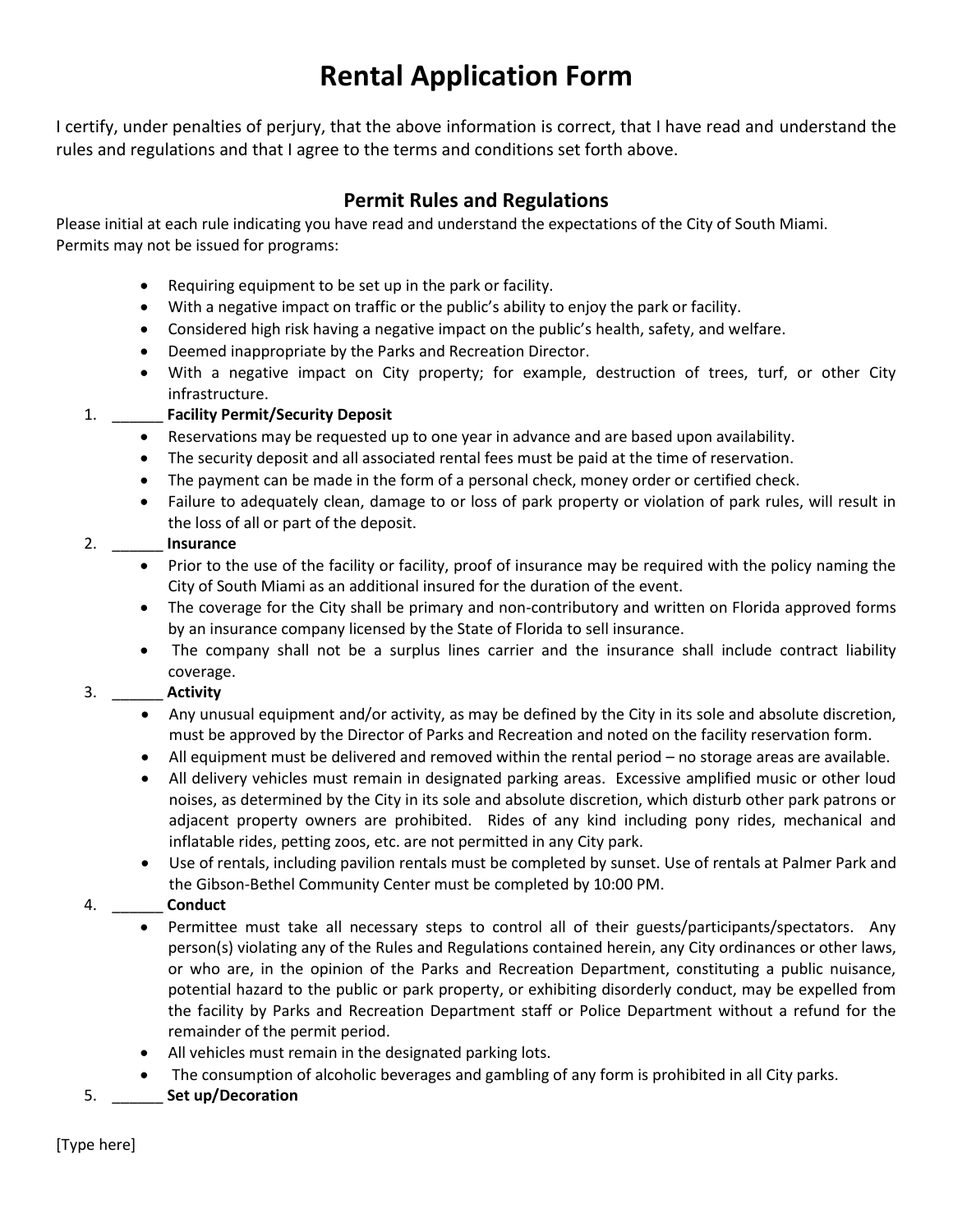# Rental Application Form

I certify, under penalties of perjury, that the above information is correct, that I have read and understand the rules and regulations and that I agree to the terms and conditions set forth above.

## Permit Rules and Regulations

Please initial at each rule indicating you have read and understand the expectations of the City of South Miami.
Permits may not be issued for programs:

- Requiring equipment to be set up in the park or facility.
- With a negative impact on traffic or the public's ability to enjoy the park or facility.
- Considered high risk having a negative impact on the public's health, safety, and welfare.
- Deemed inappropriate by the Parks and Recreation Director.
- With a negative impact on City property; for example, destruction of trees, turf, or other City infrastructure.

1. ______ **Facility Permit/Security Deposit**
   - Reservations may be requested up to one year in advance and are based upon availability.
   - The security deposit and all associated rental fees must be paid at the time of reservation.
   - The payment can be made in the form of a personal check, money order or certified check.
   - Failure to adequately clean, damage to or loss of park property or violation of park rules, will result in the loss of all or part of the deposit.
2. ______ **Insurance**
   - Prior to the use of the facility or facility, proof of insurance may be required with the policy naming the City of South Miami as an additional insured for the duration of the event.
   - The coverage for the City shall be primary and non-contributory and written on Florida approved forms by an insurance company licensed by the State of Florida to sell insurance.
   - The company shall not be a surplus lines carrier and the insurance shall include contract liability coverage.
3. ______ **Activity**
   - Any unusual equipment and/or activity, as may be defined by the City in its sole and absolute discretion, must be approved by the Director of Parks and Recreation and noted on the facility reservation form.
   - All equipment must be delivered and removed within the rental period – no storage areas are available.
   - All delivery vehicles must remain in designated parking areas. Excessive amplified music or other loud noises, as determined by the City in its sole and absolute discretion, which disturb other park patrons or adjacent property owners are prohibited. Rides of any kind including pony rides, mechanical and inflatable rides, petting zoos, etc. are not permitted in any City park.
   - Use of rentals, including pavilion rentals must be completed by sunset. Use of rentals at Palmer Park and the Gibson-Bethel Community Center must be completed by 10:00 PM.
4. ______ **Conduct**
   - Permittee must take all necessary steps to control all of their guests/participants/spectators. Any person(s) violating any of the Rules and Regulations contained herein, any City ordinances or other laws, or who are, in the opinion of the Parks and Recreation Department, constituting a public nuisance, potential hazard to the public or park property, or exhibiting disorderly conduct, may be expelled from the facility by Parks and Recreation Department staff or Police Department without a refund for the remainder of the permit period.
   - All vehicles must remain in the designated parking lots.
   - The consumption of alcoholic beverages and gambling of any form is prohibited in all City parks.
5. ______ **Set up/Decoration**

[Type here]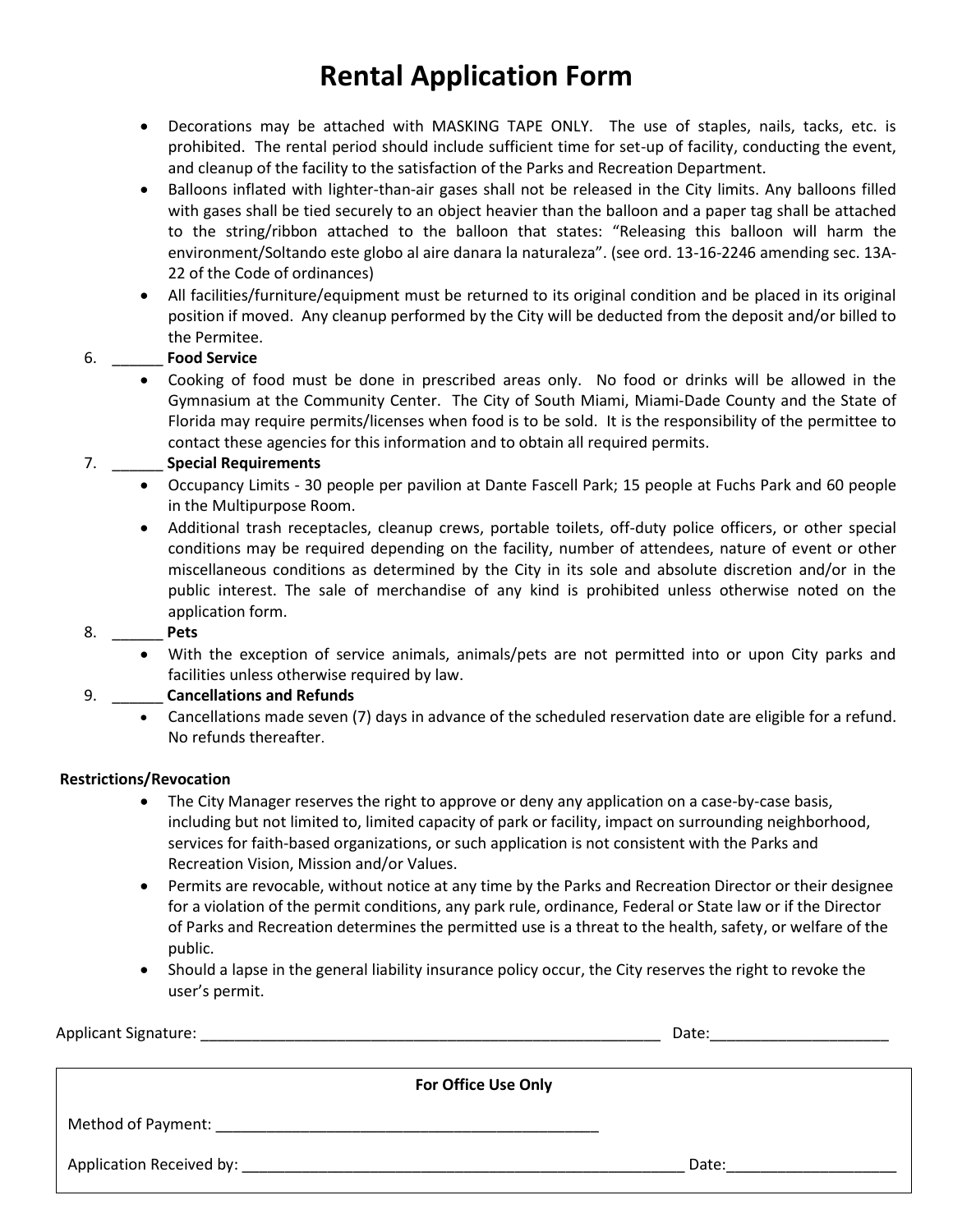# Rental Application Form

- Decorations may be attached with MASKING TAPE ONLY. The use of staples, nails, tacks, etc. is prohibited. The rental period should include sufficient time for set-up of facility, conducting the event, and cleanup of the facility to the satisfaction of the Parks and Recreation Department.
- Balloons inflated with lighter-than-air gases shall not be released in the City limits. Any balloons filled with gases shall be tied securely to an object heavier than the balloon and a paper tag shall be attached to the string/ribbon attached to the balloon that states: "Releasing this balloon will harm the environment/Soltando este globo al aire danara la naturaleza". (see ord. 13-16-2246 amending sec. 13A-22 of the Code of ordinances)
- All facilities/furniture/equipment must be returned to its original condition and be placed in its original position if moved. Any cleanup performed by the City will be deducted from the deposit and/or billed to the Permitee.

6. ______ **Food Service**
   - Cooking of food must be done in prescribed areas only. No food or drinks will be allowed in the Gymnasium at the Community Center. The City of South Miami, Miami-Dade County and the State of Florida may require permits/licenses when food is to be sold. It is the responsibility of the permittee to contact these agencies for this information and to obtain all required permits.
7. ______ **Special Requirements**
   - Occupancy Limits - 30 people per pavilion at Dante Fascell Park; 15 people at Fuchs Park and 60 people in the Multipurpose Room.
   - Additional trash receptacles, cleanup crews, portable toilets, off-duty police officers, or other special conditions may be required depending on the facility, number of attendees, nature of event or other miscellaneous conditions as determined by the City in its sole and absolute discretion and/or in the public interest. The sale of merchandise of any kind is prohibited unless otherwise noted on the application form.
8. ______ **Pets**
   - With the exception of service animals, animals/pets are not permitted into or upon City parks and facilities unless otherwise required by law.
9. ______ **Cancellations and Refunds**
   - Cancellations made seven (7) days in advance of the scheduled reservation date are eligible for a refund. No refunds thereafter.

**Restrictions/Revocation**

- The City Manager reserves the right to approve or deny any application on a case-by-case basis, including but not limited to, limited capacity of park or facility, impact on surrounding neighborhood, services for faith-based organizations, or such application is not consistent with the Parks and Recreation Vision, Mission and/or Values.
- Permits are revocable, without notice at any time by the Parks and Recreation Director or their designee for a violation of the permit conditions, any park rule, ordinance, Federal or State law or if the Director of Parks and Recreation determines the permitted use is a threat to the health, safety, or welfare of the public.
- Should a lapse in the general liability insurance policy occur, the City reserves the right to revoke the user's permit.

Applicant Signature: ____________________________________________________________ Date:______________________

**For Office Use Only**

Method of Payment: ______________________________________________

Application Received by: ________________________________________________________ Date:____________________